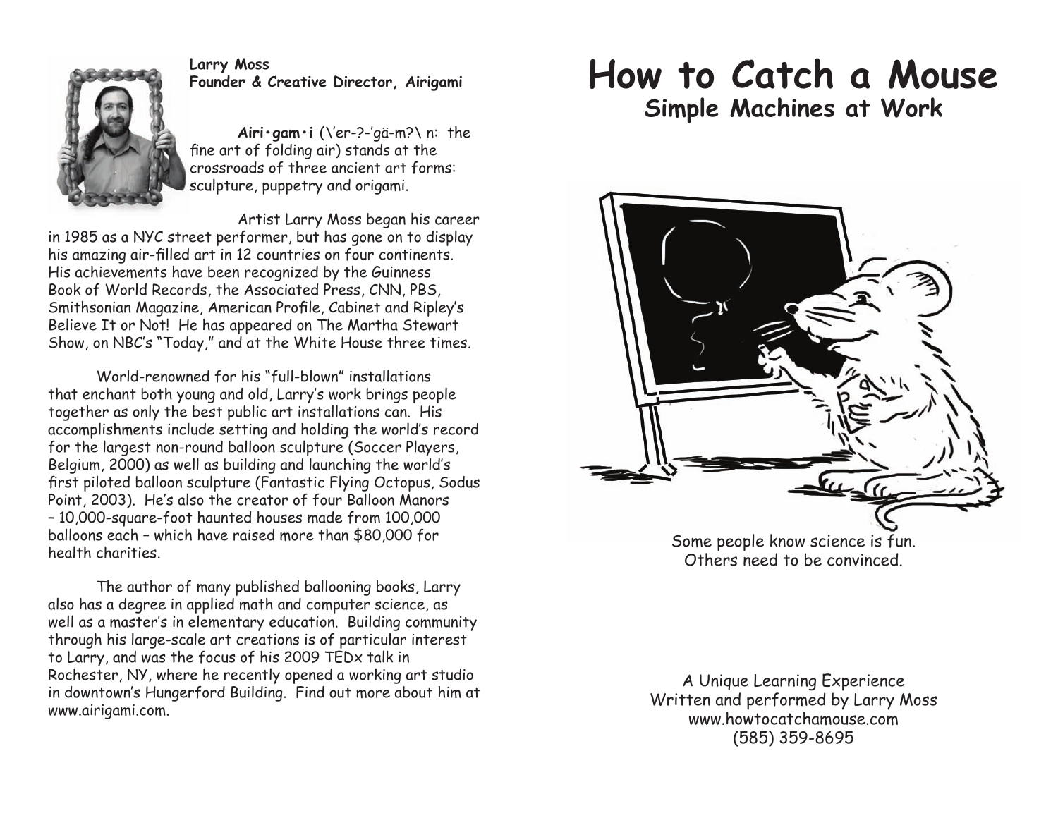**Larry Moss**
**Founder & Creative Director, Airigami**

**Airi•gam•i** (\'er-?-'gä-m?\ n: the fine art of folding air) stands at the crossroads of three ancient art forms: sculpture, puppetry and origami.

Artist Larry Moss began his career in 1985 as a NYC street performer, but has gone on to display his amazing air-filled art in 12 countries on four continents. His achievements have been recognized by the Guinness Book of World Records, the Associated Press, CNN, PBS, Smithsonian Magazine, American Profile, Cabinet and Ripley's Believe It or Not! He has appeared on The Martha Stewart Show, on NBC's "Today," and at the White House three times.

World-renowned for his "full-blown" installations that enchant both young and old, Larry's work brings people together as only the best public art installations can. His accomplishments include setting and holding the world's record for the largest non-round balloon sculpture (Soccer Players, Belgium, 2000) as well as building and launching the world's first piloted balloon sculpture (Fantastic Flying Octopus, Sodus Point, 2003). He's also the creator of four Balloon Manors – 10,000-square-foot haunted houses made from 100,000 balloons each – which have raised more than $80,000 for health charities.

The author of many published ballooning books, Larry also has a degree in applied math and computer science, as well as a master's in elementary education. Building community through his large-scale art creations is of particular interest to Larry, and was the focus of his 2009 TEDx talk in Rochester, NY, where he recently opened a working art studio in downtown's Hungerford Building. Find out more about him at www.airigami.com.

# How to Catch a Mouse

## Simple Machines at Work

Some people know science is fun.
Others need to be convinced.

A Unique Learning Experience
Written and performed by Larry Moss
www.howtocatchamouse.com
(585) 359-8695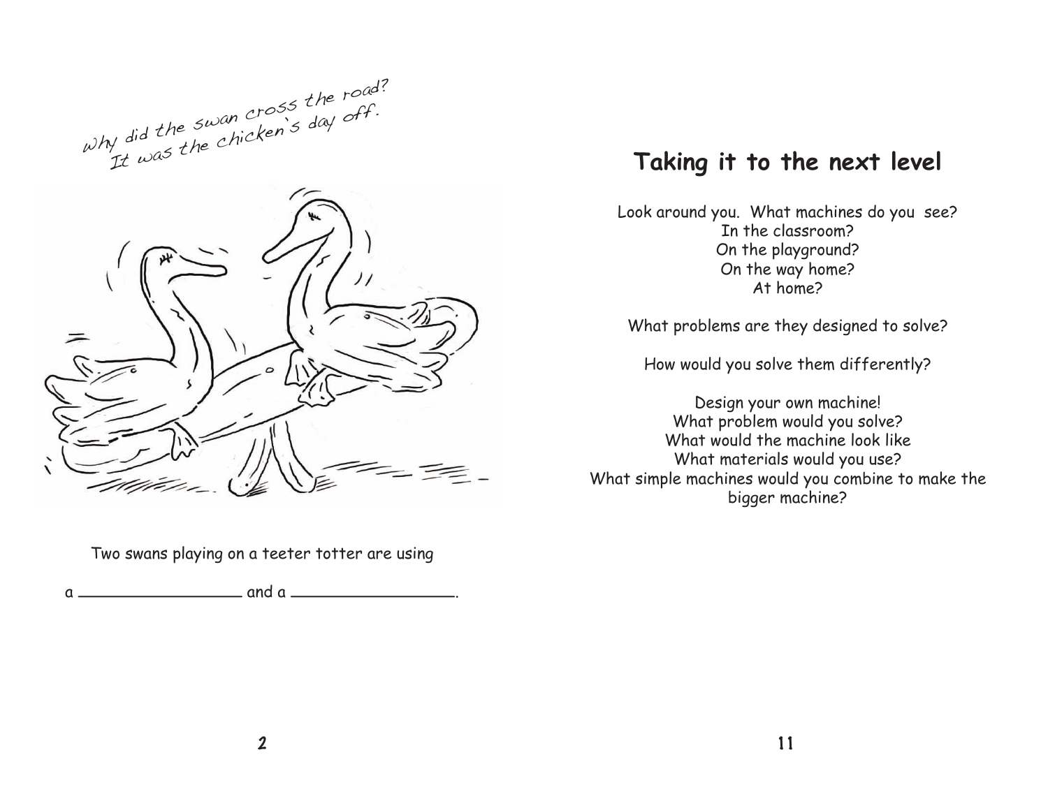*Why did the swan cross the road?*
*It was the chicken's day off.*

Two swans playing on a teeter totter are using

a \_\_\_\_\_\_\_\_\_\_\_\_\_\_\_\_ and a \_\_\_\_\_\_\_\_\_\_\_\_\_\_\_\_.

## Taking it to the next level

Look around you. What machines do you see?
In the classroom?
On the playground?
On the way home?
At home?

What problems are they designed to solve?

How would you solve them differently?

Design your own machine!
What problem would you solve?
What would the machine look like
What materials would you use?
What simple machines would you combine to make the bigger machine?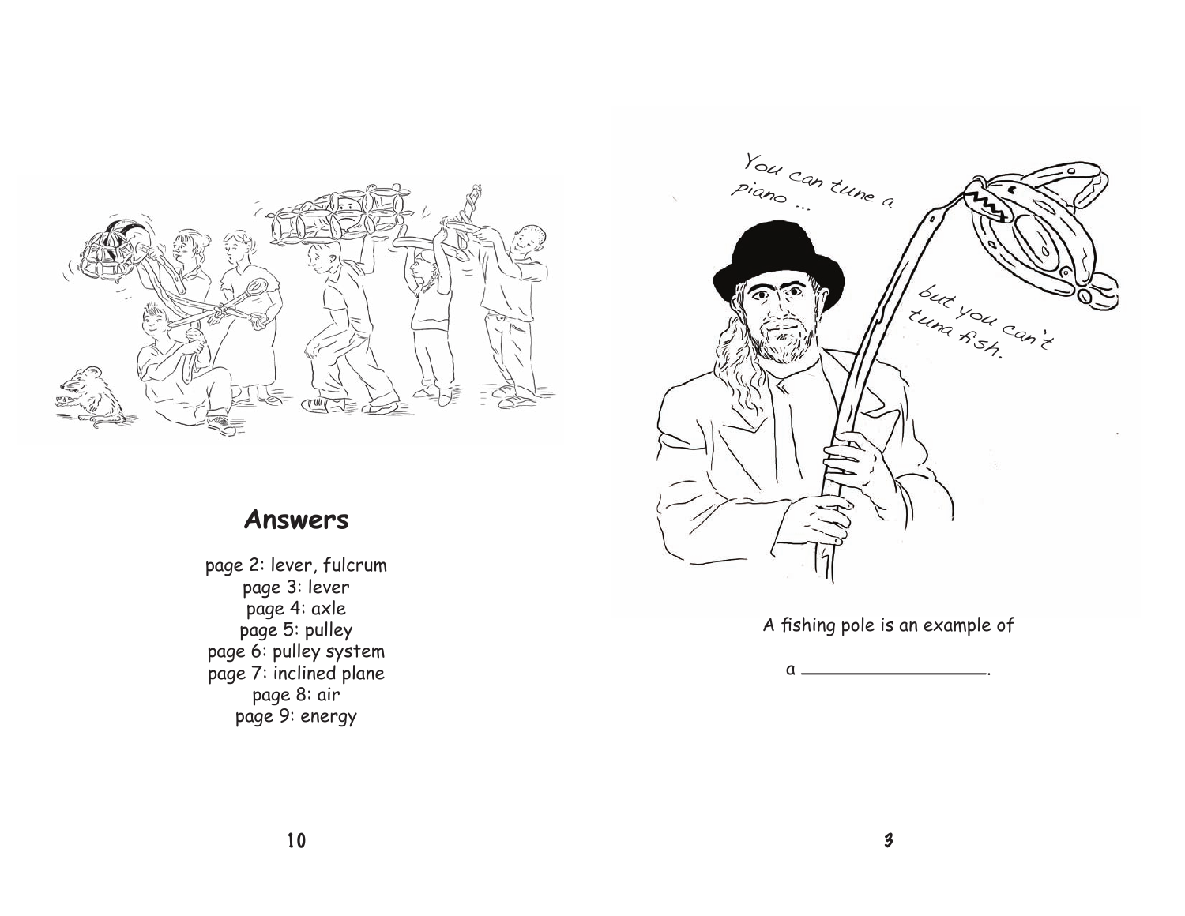## Answers

page 2: lever, fulcrum
page 3: lever
page 4: axle
page 5: pulley
page 6: pulley system
page 7: inclined plane
page 8: air
page 9: energy

A fishing pole is an example of

a \_\_\_\_\_\_\_\_\_\_\_\_\_\_\_\_\_.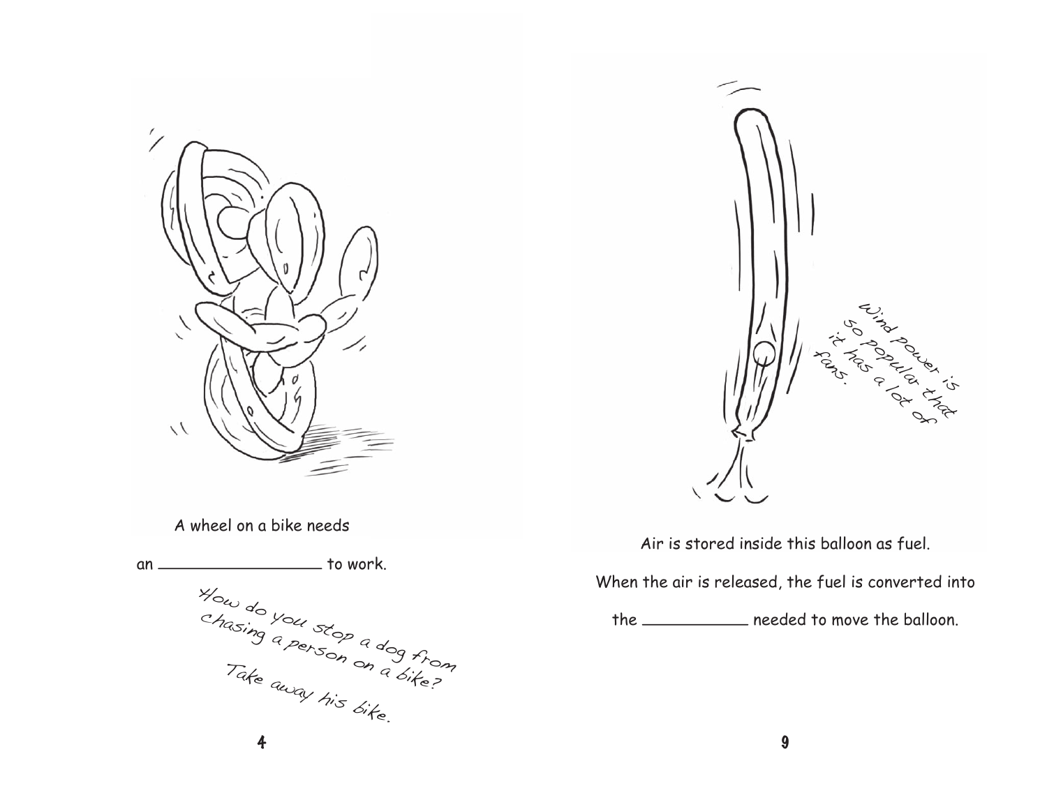A wheel on a bike needs

an _________________ to work.

How do you stop a dog from chasing a person on a bike?

Take away his bike.

Wind power is so popular that it has a lot of fans.

Air is stored inside this balloon as fuel.

When the air is released, the fuel is converted into

the ___________ needed to move the balloon.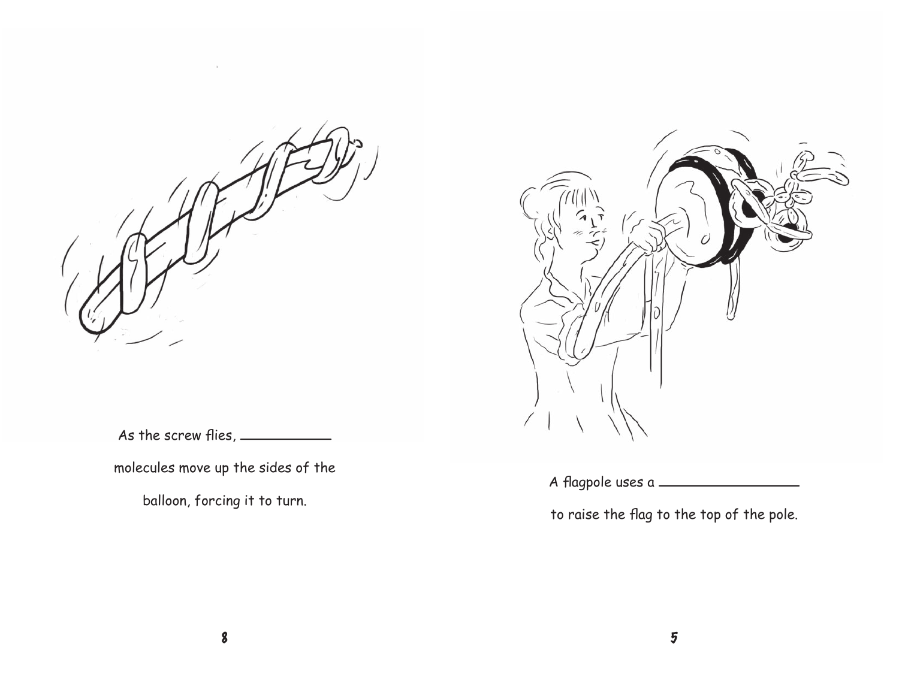As the screw flies, ___________ molecules move up the sides of the balloon, forcing it to turn.

A flagpole uses a _________________ to raise the flag to the top of the pole.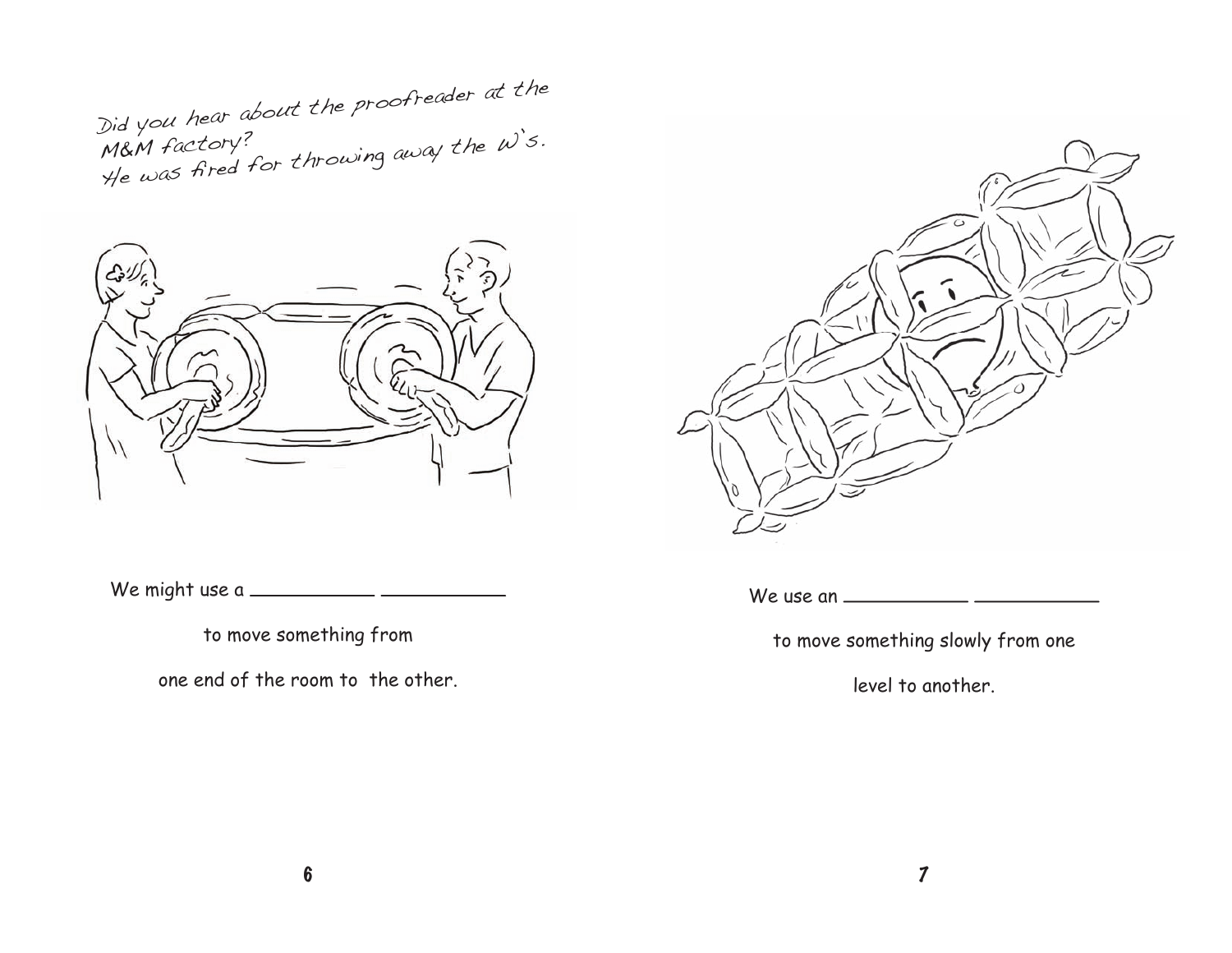Did you hear about the proofreader at the M&M factory?
He was fired for throwing away the W's.

We might use a __________ __________

to move something from

one end of the room to the other.

We use an __________ __________

to move something slowly from one

level to another.